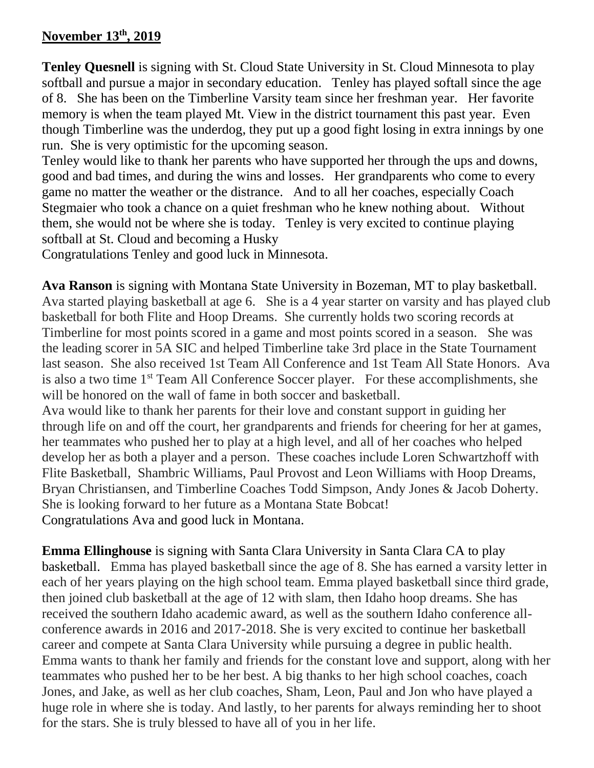**November 13th, 2019**

**Tenley Quesnell** is signing with St. Cloud State University in St. Cloud Minnesota to play softball and pursue a major in secondary education. Tenley has played softall since the age of 8. She has been on the Timberline Varsity team since her freshman year. Her favorite memory is when the team played Mt. View in the district tournament this past year. Even though Timberline was the underdog, they put up a good fight losing in extra innings by one run. She is very optimistic for the upcoming season.

Tenley would like to thank her parents who have supported her through the ups and downs, good and bad times, and during the wins and losses. Her grandparents who come to every game no matter the weather or the distrance. And to all her coaches, especially Coach Stegmaier who took a chance on a quiet freshman who he knew nothing about. Without them, she would not be where she is today. Tenley is very excited to continue playing softball at St. Cloud and becoming a Husky

Congratulations Tenley and good luck in Minnesota.

**Ava Ranson** is signing with Montana State University in Bozeman, MT to play basketball. Ava started playing basketball at age 6. She is a 4 year starter on varsity and has played club basketball for both Flite and Hoop Dreams. She currently holds two scoring records at Timberline for most points scored in a game and most points scored in a season. She was the leading scorer in 5A SIC and helped Timberline take 3rd place in the State Tournament last season. She also received 1st Team All Conference and 1st Team All State Honors. Ava is also a two time 1st Team All Conference Soccer player. For these accomplishments, she will be honored on the wall of fame in both soccer and basketball.

Ava would like to thank her parents for their love and constant support in guiding her through life on and off the court, her grandparents and friends for cheering for her at games, her teammates who pushed her to play at a high level, and all of her coaches who helped develop her as both a player and a person. These coaches include Loren Schwartzhoff with Flite Basketball, Shambric Williams, Paul Provost and Leon Williams with Hoop Dreams, Bryan Christiansen, and Timberline Coaches Todd Simpson, Andy Jones & Jacob Doherty. She is looking forward to her future as a Montana State Bobcat!

Congratulations Ava and good luck in Montana.

**Emma Ellinghouse** is signing with Santa Clara University in Santa Clara CA to play basketball. Emma has played basketball since the age of 8. She has earned a varsity letter in each of her years playing on the high school team. Emma played basketball since third grade, then joined club basketball at the age of 12 with slam, then Idaho hoop dreams. She has received the southern Idaho academic award, as well as the southern Idaho conference all-conference awards in 2016 and 2017-2018. She is very excited to continue her basketball career and compete at Santa Clara University while pursuing a degree in public health. Emma wants to thank her family and friends for the constant love and support, along with her teammates who pushed her to be her best. A big thanks to her high school coaches, coach Jones, and Jake, as well as her club coaches, Sham, Leon, Paul and Jon who have played a huge role in where she is today. And lastly, to her parents for always reminding her to shoot for the stars. She is truly blessed to have all of you in her life.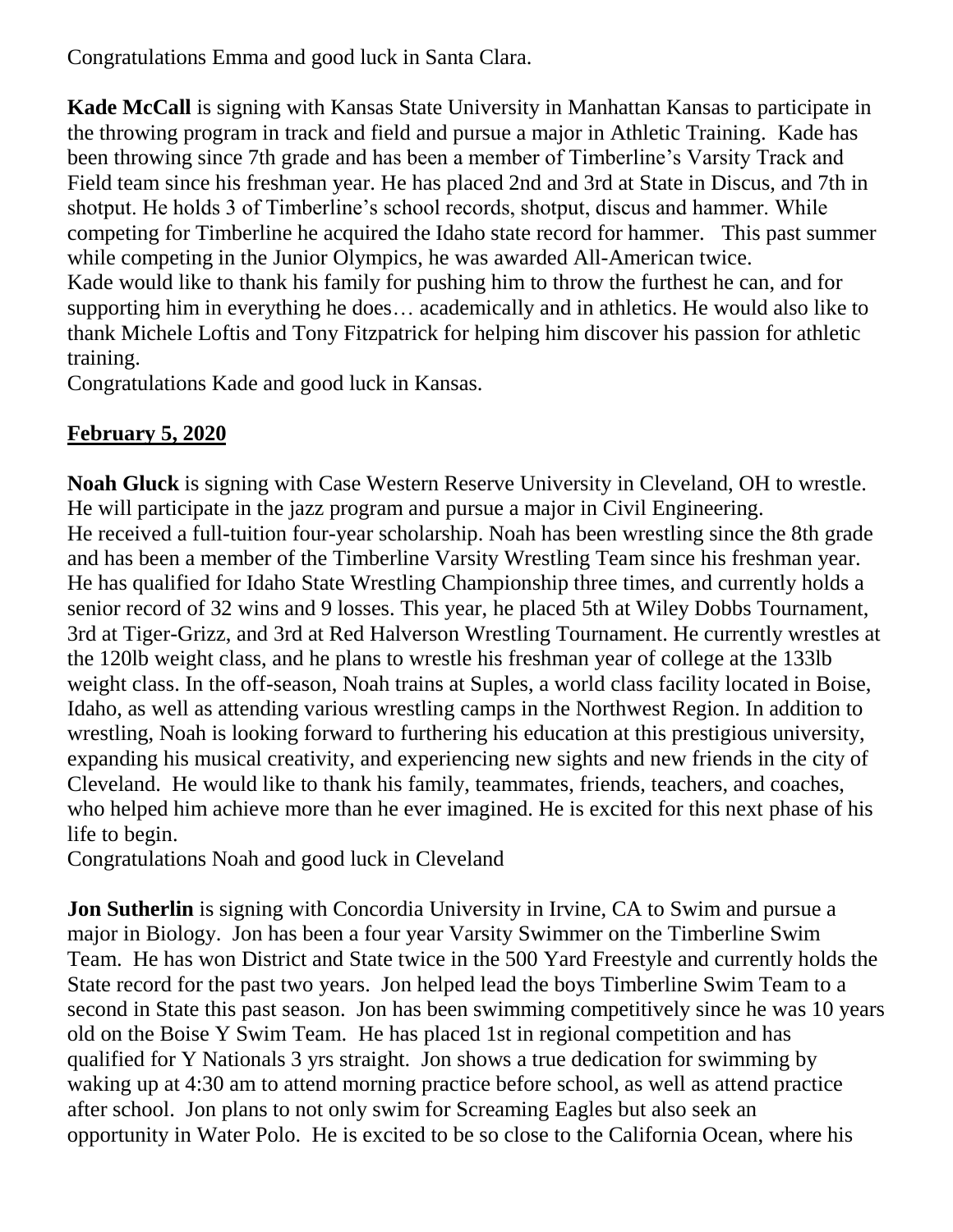Congratulations Emma and good luck in Santa Clara.

**Kade McCall** is signing with Kansas State University in Manhattan Kansas to participate in the throwing program in track and field and pursue a major in Athletic Training. Kade has been throwing since 7th grade and has been a member of Timberline's Varsity Track and Field team since his freshman year. He has placed 2nd and 3rd at State in Discus, and 7th in shotput. He holds 3 of Timberline's school records, shotput, discus and hammer. While competing for Timberline he acquired the Idaho state record for hammer. This past summer while competing in the Junior Olympics, he was awarded All-American twice.
Kade would like to thank his family for pushing him to throw the furthest he can, and for supporting him in everything he does… academically and in athletics. He would also like to thank Michele Loftis and Tony Fitzpatrick for helping him discover his passion for athletic training.
Congratulations Kade and good luck in Kansas.

## **February 5, 2020**

**Noah Gluck** is signing with Case Western Reserve University in Cleveland, OH to wrestle. He will participate in the jazz program and pursue a major in Civil Engineering.
He received a full-tuition four-year scholarship. Noah has been wrestling since the 8th grade and has been a member of the Timberline Varsity Wrestling Team since his freshman year. He has qualified for Idaho State Wrestling Championship three times, and currently holds a senior record of 32 wins and 9 losses. This year, he placed 5th at Wiley Dobbs Tournament, 3rd at Tiger-Grizz, and 3rd at Red Halverson Wrestling Tournament. He currently wrestles at the 120lb weight class, and he plans to wrestle his freshman year of college at the 133lb weight class. In the off-season, Noah trains at Suples, a world class facility located in Boise, Idaho, as well as attending various wrestling camps in the Northwest Region. In addition to wrestling, Noah is looking forward to furthering his education at this prestigious university, expanding his musical creativity, and experiencing new sights and new friends in the city of Cleveland. He would like to thank his family, teammates, friends, teachers, and coaches, who helped him achieve more than he ever imagined. He is excited for this next phase of his life to begin.
Congratulations Noah and good luck in Cleveland

**Jon Sutherlin** is signing with Concordia University in Irvine, CA to Swim and pursue a major in Biology. Jon has been a four year Varsity Swimmer on the Timberline Swim Team. He has won District and State twice in the 500 Yard Freestyle and currently holds the State record for the past two years. Jon helped lead the boys Timberline Swim Team to a second in State this past season. Jon has been swimming competitively since he was 10 years old on the Boise Y Swim Team. He has placed 1st in regional competition and has qualified for Y Nationals 3 yrs straight. Jon shows a true dedication for swimming by waking up at 4:30 am to attend morning practice before school, as well as attend practice after school. Jon plans to not only swim for Screaming Eagles but also seek an opportunity in Water Polo. He is excited to be so close to the California Ocean, where his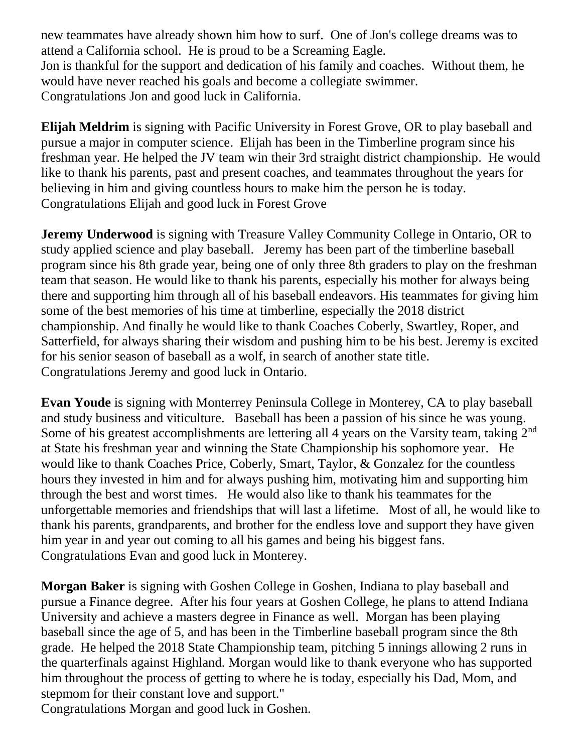new teammates have already shown him how to surf. One of Jon's college dreams was to attend a California school. He is proud to be a Screaming Eagle.
Jon is thankful for the support and dedication of his family and coaches. Without them, he would have never reached his goals and become a collegiate swimmer.
Congratulations Jon and good luck in California.

**Elijah Meldrim** is signing with Pacific University in Forest Grove, OR to play baseball and pursue a major in computer science. Elijah has been in the Timberline program since his freshman year. He helped the JV team win their 3rd straight district championship. He would like to thank his parents, past and present coaches, and teammates throughout the years for believing in him and giving countless hours to make him the person he is today.
Congratulations Elijah and good luck in Forest Grove

**Jeremy Underwood** is signing with Treasure Valley Community College in Ontario, OR to study applied science and play baseball. Jeremy has been part of the timberline baseball program since his 8th grade year, being one of only three 8th graders to play on the freshman team that season. He would like to thank his parents, especially his mother for always being there and supporting him through all of his baseball endeavors. His teammates for giving him some of the best memories of his time at timberline, especially the 2018 district championship. And finally he would like to thank Coaches Coberly, Swartley, Roper, and Satterfield, for always sharing their wisdom and pushing him to be his best. Jeremy is excited for his senior season of baseball as a wolf, in search of another state title.
Congratulations Jeremy and good luck in Ontario.

**Evan Youde** is signing with Monterrey Peninsula College in Monterey, CA to play baseball and study business and viticulture. Baseball has been a passion of his since he was young. Some of his greatest accomplishments are lettering all 4 years on the Varsity team, taking 2nd at State his freshman year and winning the State Championship his sophomore year. He would like to thank Coaches Price, Coberly, Smart, Taylor, & Gonzalez for the countless hours they invested in him and for always pushing him, motivating him and supporting him through the best and worst times. He would also like to thank his teammates for the unforgettable memories and friendships that will last a lifetime. Most of all, he would like to thank his parents, grandparents, and brother for the endless love and support they have given him year in and year out coming to all his games and being his biggest fans.
Congratulations Evan and good luck in Monterey.

**Morgan Baker** is signing with Goshen College in Goshen, Indiana to play baseball and pursue a Finance degree. After his four years at Goshen College, he plans to attend Indiana University and achieve a masters degree in Finance as well. Morgan has been playing baseball since the age of 5, and has been in the Timberline baseball program since the 8th grade. He helped the 2018 State Championship team, pitching 5 innings allowing 2 runs in the quarterfinals against Highland. Morgan would like to thank everyone who has supported him throughout the process of getting to where he is today, especially his Dad, Mom, and stepmom for their constant love and support."
Congratulations Morgan and good luck in Goshen.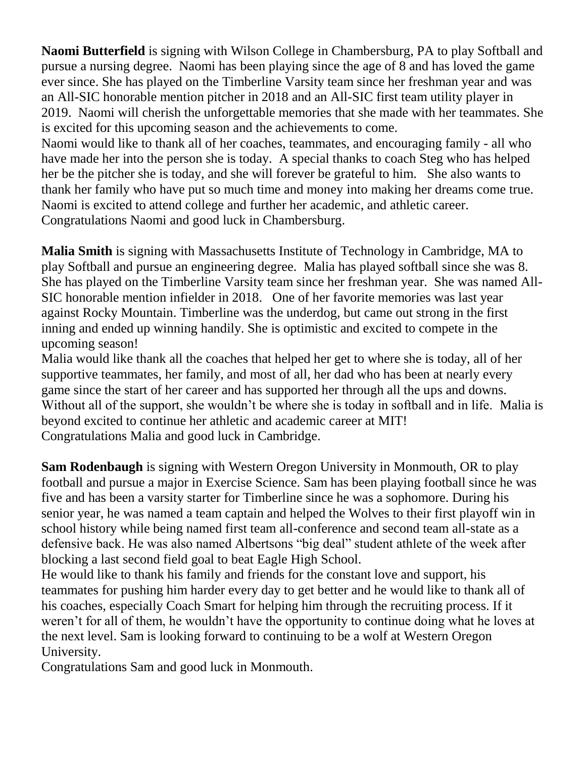**Naomi Butterfield** is signing with Wilson College in Chambersburg, PA to play Softball and pursue a nursing degree. Naomi has been playing since the age of 8 and has loved the game ever since. She has played on the Timberline Varsity team since her freshman year and was an All-SIC honorable mention pitcher in 2018 and an All-SIC first team utility player in 2019. Naomi will cherish the unforgettable memories that she made with her teammates. She is excited for this upcoming season and the achievements to come.
Naomi would like to thank all of her coaches, teammates, and encouraging family - all who have made her into the person she is today. A special thanks to coach Steg who has helped her be the pitcher she is today, and she will forever be grateful to him. She also wants to thank her family who have put so much time and money into making her dreams come true. Naomi is excited to attend college and further her academic, and athletic career.
Congratulations Naomi and good luck in Chambersburg.

**Malia Smith** is signing with Massachusetts Institute of Technology in Cambridge, MA to play Softball and pursue an engineering degree. Malia has played softball since she was 8. She has played on the Timberline Varsity team since her freshman year. She was named All-SIC honorable mention infielder in 2018. One of her favorite memories was last year against Rocky Mountain. Timberline was the underdog, but came out strong in the first inning and ended up winning handily. She is optimistic and excited to compete in the upcoming season!
Malia would like thank all the coaches that helped her get to where she is today, all of her supportive teammates, her family, and most of all, her dad who has been at nearly every game since the start of her career and has supported her through all the ups and downs. Without all of the support, she wouldn't be where she is today in softball and in life. Malia is beyond excited to continue her athletic and academic career at MIT!
Congratulations Malia and good luck in Cambridge.

**Sam Rodenbaugh** is signing with Western Oregon University in Monmouth, OR to play football and pursue a major in Exercise Science. Sam has been playing football since he was five and has been a varsity starter for Timberline since he was a sophomore. During his senior year, he was named a team captain and helped the Wolves to their first playoff win in school history while being named first team all-conference and second team all-state as a defensive back. He was also named Albertsons "big deal" student athlete of the week after blocking a last second field goal to beat Eagle High School.
He would like to thank his family and friends for the constant love and support, his teammates for pushing him harder every day to get better and he would like to thank all of his coaches, especially Coach Smart for helping him through the recruiting process. If it weren't for all of them, he wouldn't have the opportunity to continue doing what he loves at the next level. Sam is looking forward to continuing to be a wolf at Western Oregon University.
Congratulations Sam and good luck in Monmouth.